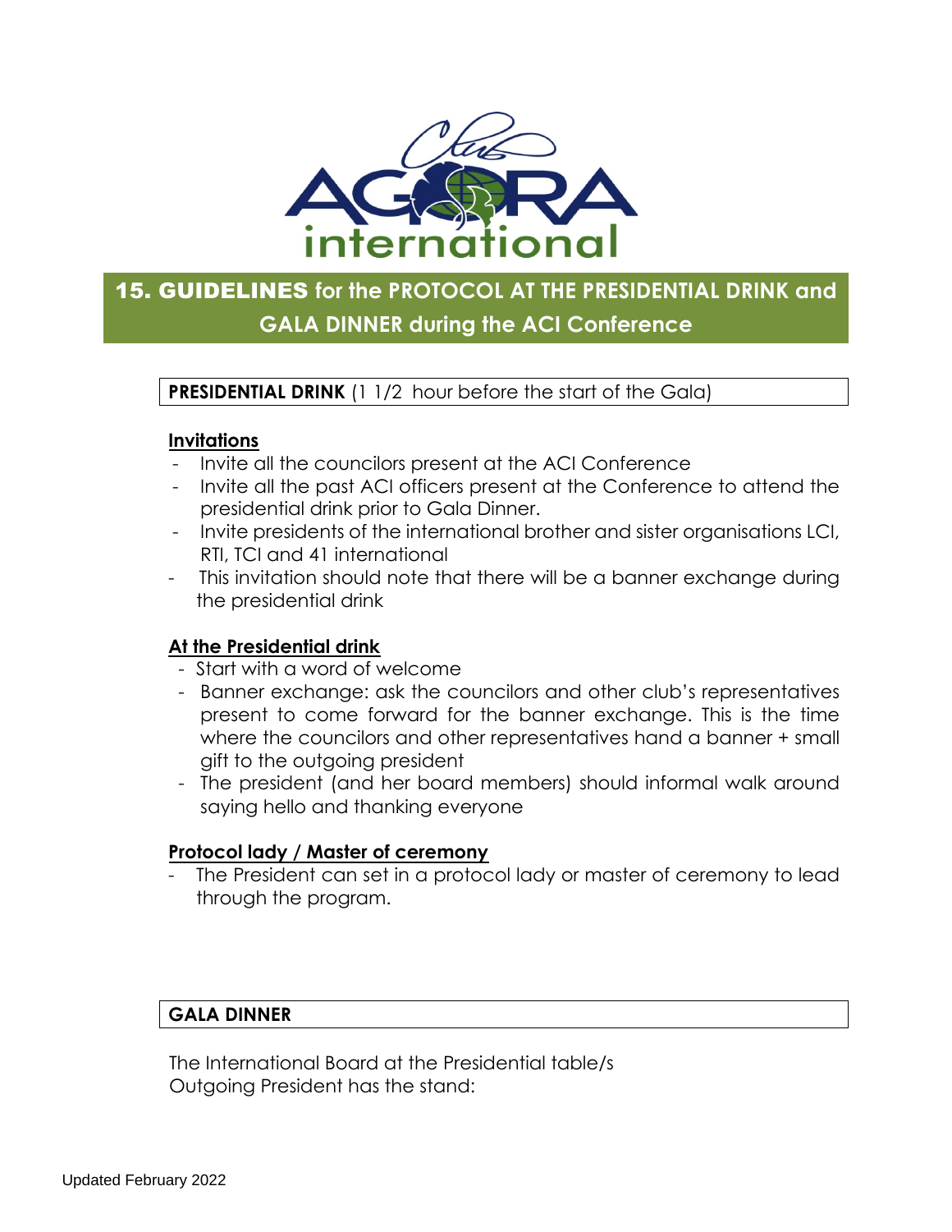# 15. GUIDELINES for the PROTOCOL AT THE PRESIDENTIAL DRINK and GALA DINNER during the ACI Conference

**PRESIDENTIAL DRINK** (1 1/2 hour before the start of the Gala)

**Invitations**

- Invite all the councilors present at the ACI Conference
- Invite all the past ACI officers present at the Conference to attend the presidential drink prior to Gala Dinner.
- Invite presidents of the international brother and sister organisations LCI, RTI, TCI and 41 international
- This invitation should note that there will be a banner exchange during the presidential drink

**At the Presidential drink**

- Start with a word of welcome
- Banner exchange: ask the councilors and other club's representatives present to come forward for the banner exchange. This is the time where the councilors and other representatives hand a banner + small gift to the outgoing president
- The president (and her board members) should informal walk around saying hello and thanking everyone

**Protocol lady / Master of ceremony**

- The President can set in a protocol lady or master of ceremony to lead through the program.

**GALA DINNER**

The International Board at the Presidential table/s
Outgoing President has the stand: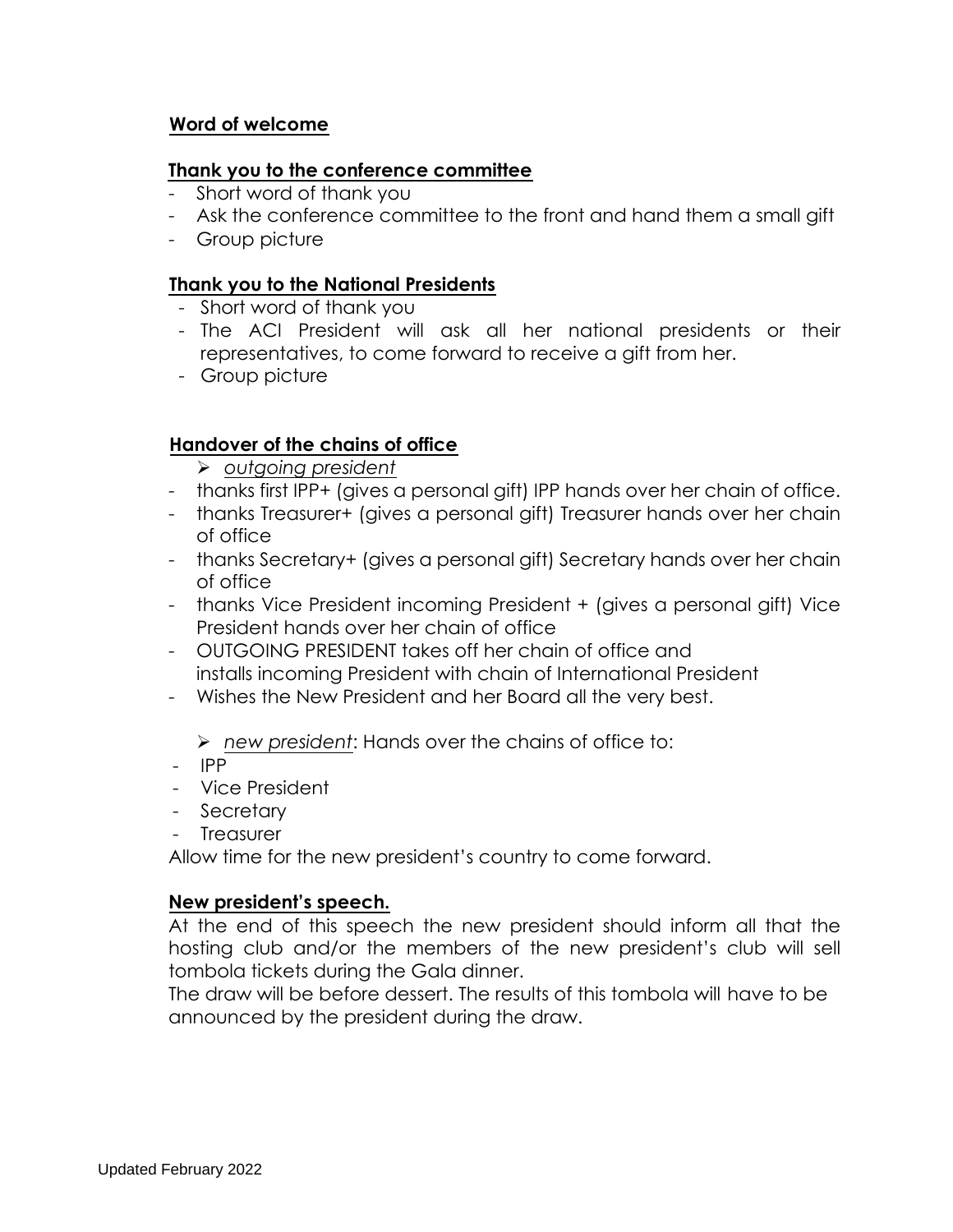**Word of welcome**

**Thank you to the conference committee**

- Short word of thank you
- Ask the conference committee to the front and hand them a small gift
- Group picture

**Thank you to the National Presidents**

- Short word of thank you
- The ACI President will ask all her national presidents or their representatives, to come forward to receive a gift from her.
- Group picture

**Handover of the chains of office**

- *outgoing president*
- thanks first IPP+ (gives a personal gift) IPP hands over her chain of office.
- thanks Treasurer+ (gives a personal gift) Treasurer hands over her chain of office
- thanks Secretary+ (gives a personal gift) Secretary hands over her chain of office
- thanks Vice President incoming President + (gives a personal gift) Vice President hands over her chain of office
- OUTGOING PRESIDENT takes off her chain of office and installs incoming President with chain of International President
- Wishes the New President and her Board all the very best.

- *new president*: Hands over the chains of office to:
- IPP
- Vice President
- Secretary
- Treasurer

Allow time for the new president's country to come forward.

**New president's speech.**

At the end of this speech the new president should inform all that the hosting club and/or the members of the new president's club will sell tombola tickets during the Gala dinner.

The draw will be before dessert. The results of this tombola will have to be announced by the president during the draw.

Updated February 2022